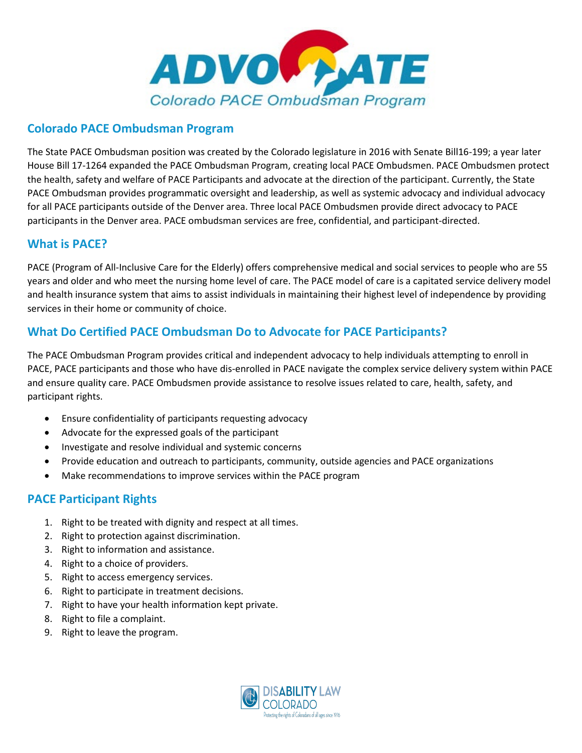# ADVOCATE

Colorado PACE Ombudsman Program

## Colorado PACE Ombudsman Program

The State PACE Ombudsman position was created by the Colorado legislature in 2016 with Senate Bill16-199; a year later House Bill 17-1264 expanded the PACE Ombudsman Program, creating local PACE Ombudsmen. PACE Ombudsmen protect the health, safety and welfare of PACE Participants and advocate at the direction of the participant. Currently, the State PACE Ombudsman provides programmatic oversight and leadership, as well as systemic advocacy and individual advocacy for all PACE participants outside of the Denver area. Three local PACE Ombudsmen provide direct advocacy to PACE participants in the Denver area. PACE ombudsman services are free, confidential, and participant-directed.

## What is PACE?

PACE (Program of All-Inclusive Care for the Elderly) offers comprehensive medical and social services to people who are 55 years and older and who meet the nursing home level of care. The PACE model of care is a capitated service delivery model and health insurance system that aims to assist individuals in maintaining their highest level of independence by providing services in their home or community of choice.

## What Do Certified PACE Ombudsman Do to Advocate for PACE Participants?

The PACE Ombudsman Program provides critical and independent advocacy to help individuals attempting to enroll in PACE, PACE participants and those who have dis-enrolled in PACE navigate the complex service delivery system within PACE and ensure quality care. PACE Ombudsmen provide assistance to resolve issues related to care, health, safety, and participant rights.

- Ensure confidentiality of participants requesting advocacy
- Advocate for the expressed goals of the participant
- Investigate and resolve individual and systemic concerns
- Provide education and outreach to participants, community, outside agencies and PACE organizations
- Make recommendations to improve services within the PACE program

## PACE Participant Rights

1. Right to be treated with dignity and respect at all times.
2. Right to protection against discrimination.
3. Right to information and assistance.
4. Right to a choice of providers.
5. Right to access emergency services.
6. Right to participate in treatment decisions.
7. Right to have your health information kept private.
8. Right to file a complaint.
9. Right to leave the program.

DISABILITY LAW COLORADO

Protecting the rights of Coloradans of all ages since 1976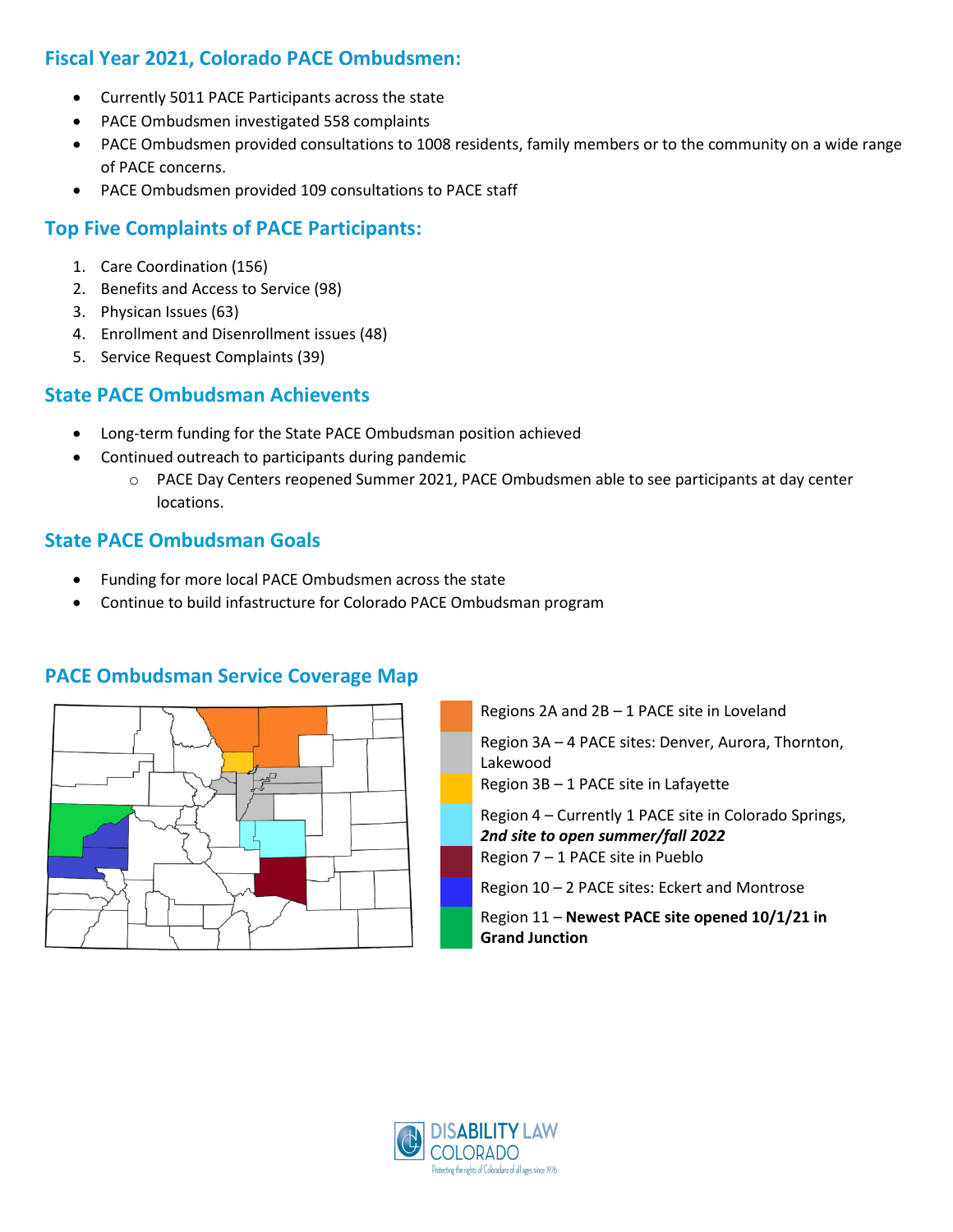## Fiscal Year 2021, Colorado PACE Ombudsmen:

- Currently 5011 PACE Participants across the state
- PACE Ombudsmen investigated 558 complaints
- PACE Ombudsmen provided consultations to 1008 residents, family members or to the community on a wide range of PACE concerns.
- PACE Ombudsmen provided 109 consultations to PACE staff

## Top Five Complaints of PACE Participants:

1. Care Coordination (156)
2. Benefits and Access to Service (98)
3. Physican Issues (63)
4. Enrollment and Disenrollment issues (48)
5. Service Request Complaints (39)

## State PACE Ombudsman Achievents

- Long-term funding for the State PACE Ombudsman position achieved
- Continued outreach to participants during pandemic
  - PACE Day Centers reopened Summer 2021, PACE Ombudsmen able to see participants at day center locations.

## State PACE Ombudsman Goals

- Funding for more local PACE Ombudsmen across the state
- Continue to build infrastructure for Colorado PACE Ombudsman program

## PACE Ombudsman Service Coverage Map

Regions 2A and 2B – 1 PACE site in Loveland

Region 3A – 4 PACE sites: Denver, Aurora, Thornton, Lakewood

Region 3B – 1 PACE site in Lafayette

Region 4 – Currently 1 PACE site in Colorado Springs, ***2nd site to open summer/fall 2022***

Region 7 – 1 PACE site in Pueblo

Region 10 – 2 PACE sites: Eckert and Montrose

Region 11 – **Newest PACE site opened 10/1/21 in Grand Junction**

DISABILITY LAW COLORADO
Protecting the rights of Coloradans of all ages since 1976